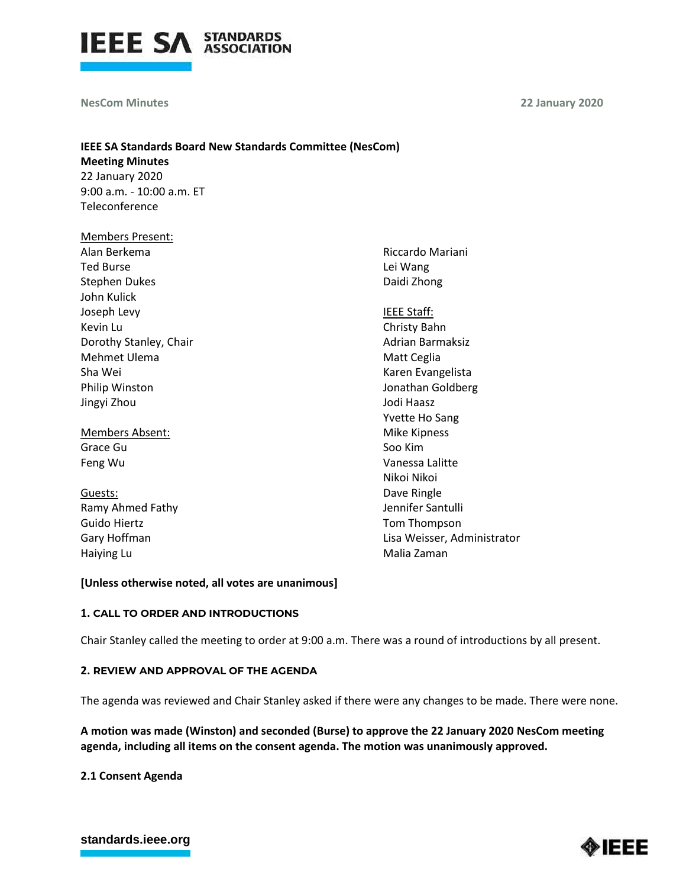**IEEE SA Standards Board New Standards Committee (NesCom)**
**Meeting Minutes**
22 January 2020
9:00 a.m. - 10:00 a.m. ET
Teleconference

Members Present:
Alan Berkema
Ted Burse
Stephen Dukes
John Kulick
Joseph Levy
Kevin Lu
Dorothy Stanley, Chair
Mehmet Ulema
Sha Wei
Philip Winston
Jingyi Zhou
Riccardo Mariani
Lei Wang
Daidi Zhong

Members Absent:
Grace Gu
Feng Wu

Guests:
Ramy Ahmed Fathy
Guido Hiertz
Gary Hoffman
Haiying Lu

IEEE Staff:
Christy Bahn
Adrian Barmaksiz
Matt Ceglia
Karen Evangelista
Jonathan Goldberg
Jodi Haasz
Yvette Ho Sang
Mike Kipness
Soo Kim
Vanessa Lalitte
Nikoi Nikoi
Dave Ringle
Jennifer Santulli
Tom Thompson
Lisa Weisser, Administrator
Malia Zaman

**[Unless otherwise noted, all votes are unanimous]**

### 1. CALL TO ORDER AND INTRODUCTIONS

Chair Stanley called the meeting to order at 9:00 a.m. There was a round of introductions by all present.

### 2. REVIEW AND APPROVAL OF THE AGENDA

The agenda was reviewed and Chair Stanley asked if there were any changes to be made. There were none.

**A motion was made (Winston) and seconded (Burse) to approve the 22 January 2020 NesCom meeting agenda, including all items on the consent agenda. The motion was unanimously approved.**

**2.1 Consent Agenda**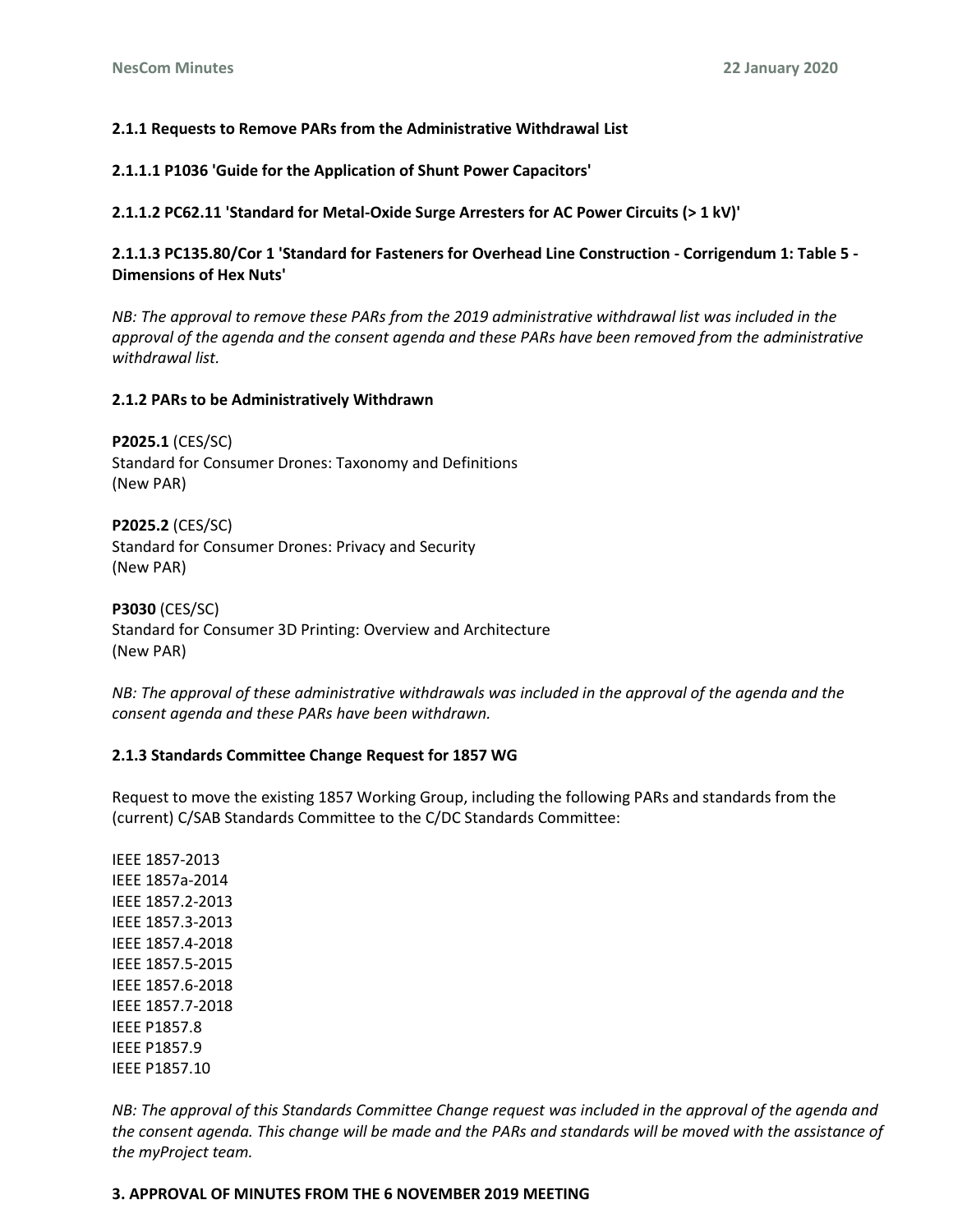**2.1.1 Requests to Remove PARs from the Administrative Withdrawal List**

**2.1.1.1 P1036 'Guide for the Application of Shunt Power Capacitors'**

**2.1.1.2 PC62.11 'Standard for Metal-Oxide Surge Arresters for AC Power Circuits (> 1 kV)'**

**2.1.1.3 PC135.80/Cor 1 'Standard for Fasteners for Overhead Line Construction - Corrigendum 1: Table 5 - Dimensions of Hex Nuts'**

*NB: The approval to remove these PARs from the 2019 administrative withdrawal list was included in the approval of the agenda and the consent agenda and these PARs have been removed from the administrative withdrawal list.*

**2.1.2 PARs to be Administratively Withdrawn**

**P2025.1** (CES/SC)
Standard for Consumer Drones: Taxonomy and Definitions
(New PAR)

**P2025.2** (CES/SC)
Standard for Consumer Drones: Privacy and Security
(New PAR)

**P3030** (CES/SC)
Standard for Consumer 3D Printing: Overview and Architecture
(New PAR)

*NB: The approval of these administrative withdrawals was included in the approval of the agenda and the consent agenda and these PARs have been withdrawn.*

**2.1.3 Standards Committee Change Request for 1857 WG**

Request to move the existing 1857 Working Group, including the following PARs and standards from the (current) C/SAB Standards Committee to the C/DC Standards Committee:

IEEE 1857-2013
IEEE 1857a-2014
IEEE 1857.2-2013
IEEE 1857.3-2013
IEEE 1857.4-2018
IEEE 1857.5-2015
IEEE 1857.6-2018
IEEE 1857.7-2018
IEEE P1857.8
IEEE P1857.9
IEEE P1857.10

*NB: The approval of this Standards Committee Change request was included in the approval of the agenda and the consent agenda. This change will be made and the PARs and standards will be moved with the assistance of the myProject team.*

**3. APPROVAL OF MINUTES FROM THE 6 NOVEMBER 2019 MEETING**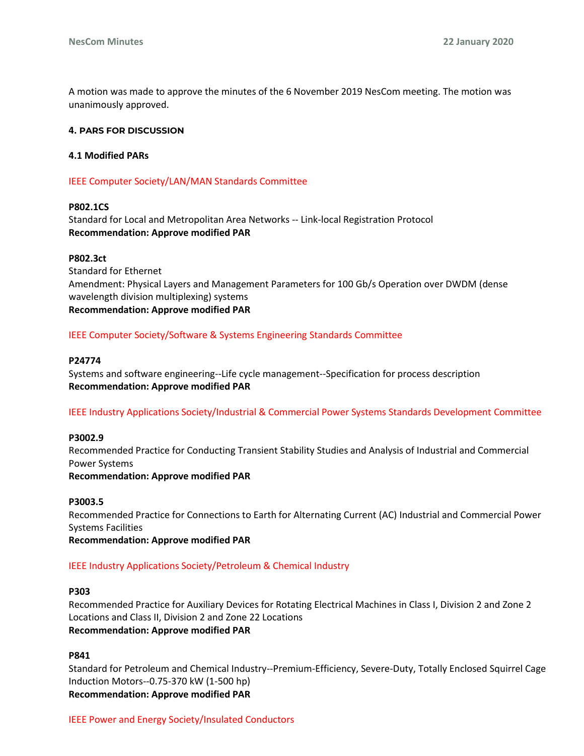A motion was made to approve the minutes of the 6 November 2019 NesCom meeting. The motion was unanimously approved.

### 4. PARS FOR DISCUSSION

#### 4.1 Modified PARs

IEEE Computer Society/LAN/MAN Standards Committee

**P802.1CS**
Standard for Local and Metropolitan Area Networks -- Link-local Registration Protocol
**Recommendation: Approve modified PAR**

**P802.3ct**
Standard for Ethernet
Amendment: Physical Layers and Management Parameters for 100 Gb/s Operation over DWDM (dense wavelength division multiplexing) systems
**Recommendation: Approve modified PAR**

IEEE Computer Society/Software & Systems Engineering Standards Committee

**P24774**
Systems and software engineering--Life cycle management--Specification for process description
**Recommendation: Approve modified PAR**

IEEE Industry Applications Society/Industrial & Commercial Power Systems Standards Development Committee

**P3002.9**
Recommended Practice for Conducting Transient Stability Studies and Analysis of Industrial and Commercial Power Systems
**Recommendation: Approve modified PAR**

**P3003.5**
Recommended Practice for Connections to Earth for Alternating Current (AC) Industrial and Commercial Power Systems Facilities
**Recommendation: Approve modified PAR**

IEEE Industry Applications Society/Petroleum & Chemical Industry

**P303**
Recommended Practice for Auxiliary Devices for Rotating Electrical Machines in Class I, Division 2 and Zone 2 Locations and Class II, Division 2 and Zone 22 Locations
**Recommendation: Approve modified PAR**

**P841**
Standard for Petroleum and Chemical Industry--Premium-Efficiency, Severe-Duty, Totally Enclosed Squirrel Cage Induction Motors--0.75-370 kW (1-500 hp)
**Recommendation: Approve modified PAR**

IEEE Power and Energy Society/Insulated Conductors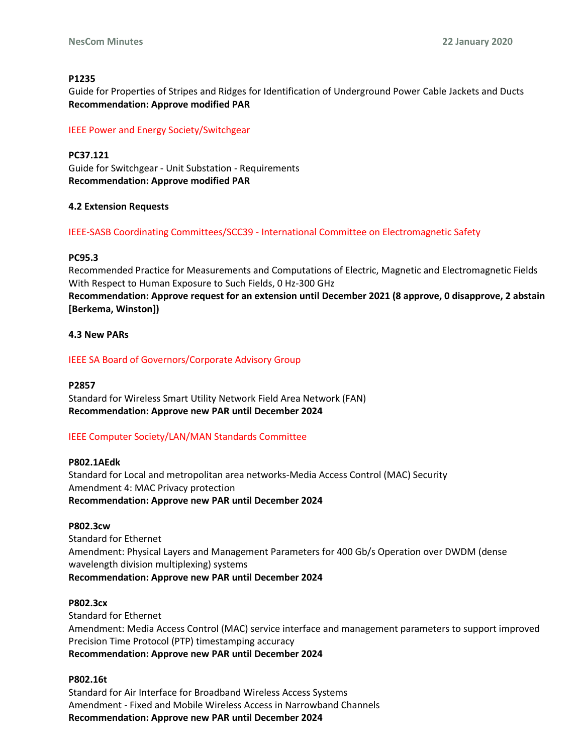**P1235**
Guide for Properties of Stripes and Ridges for Identification of Underground Power Cable Jackets and Ducts
**Recommendation: Approve modified PAR**

IEEE Power and Energy Society/Switchgear

**PC37.121**
Guide for Switchgear - Unit Substation - Requirements
**Recommendation: Approve modified PAR**

**4.2 Extension Requests**

IEEE-SASB Coordinating Committees/SCC39 - International Committee on Electromagnetic Safety

**PC95.3**
Recommended Practice for Measurements and Computations of Electric, Magnetic and Electromagnetic Fields With Respect to Human Exposure to Such Fields, 0 Hz-300 GHz
**Recommendation: Approve request for an extension until December 2021 (8 approve, 0 disapprove, 2 abstain [Berkema, Winston])**

**4.3 New PARs**

IEEE SA Board of Governors/Corporate Advisory Group

**P2857**
Standard for Wireless Smart Utility Network Field Area Network (FAN)
**Recommendation: Approve new PAR until December 2024**

IEEE Computer Society/LAN/MAN Standards Committee

**P802.1AEdk**
Standard for Local and metropolitan area networks-Media Access Control (MAC) Security
Amendment 4: MAC Privacy protection
**Recommendation: Approve new PAR until December 2024**

**P802.3cw**
Standard for Ethernet
Amendment: Physical Layers and Management Parameters for 400 Gb/s Operation over DWDM (dense wavelength division multiplexing) systems
**Recommendation: Approve new PAR until December 2024**

**P802.3cx**
Standard for Ethernet
Amendment: Media Access Control (MAC) service interface and management parameters to support improved Precision Time Protocol (PTP) timestamping accuracy
**Recommendation: Approve new PAR until December 2024**

**P802.16t**
Standard for Air Interface for Broadband Wireless Access Systems
Amendment - Fixed and Mobile Wireless Access in Narrowband Channels
**Recommendation: Approve new PAR until December 2024**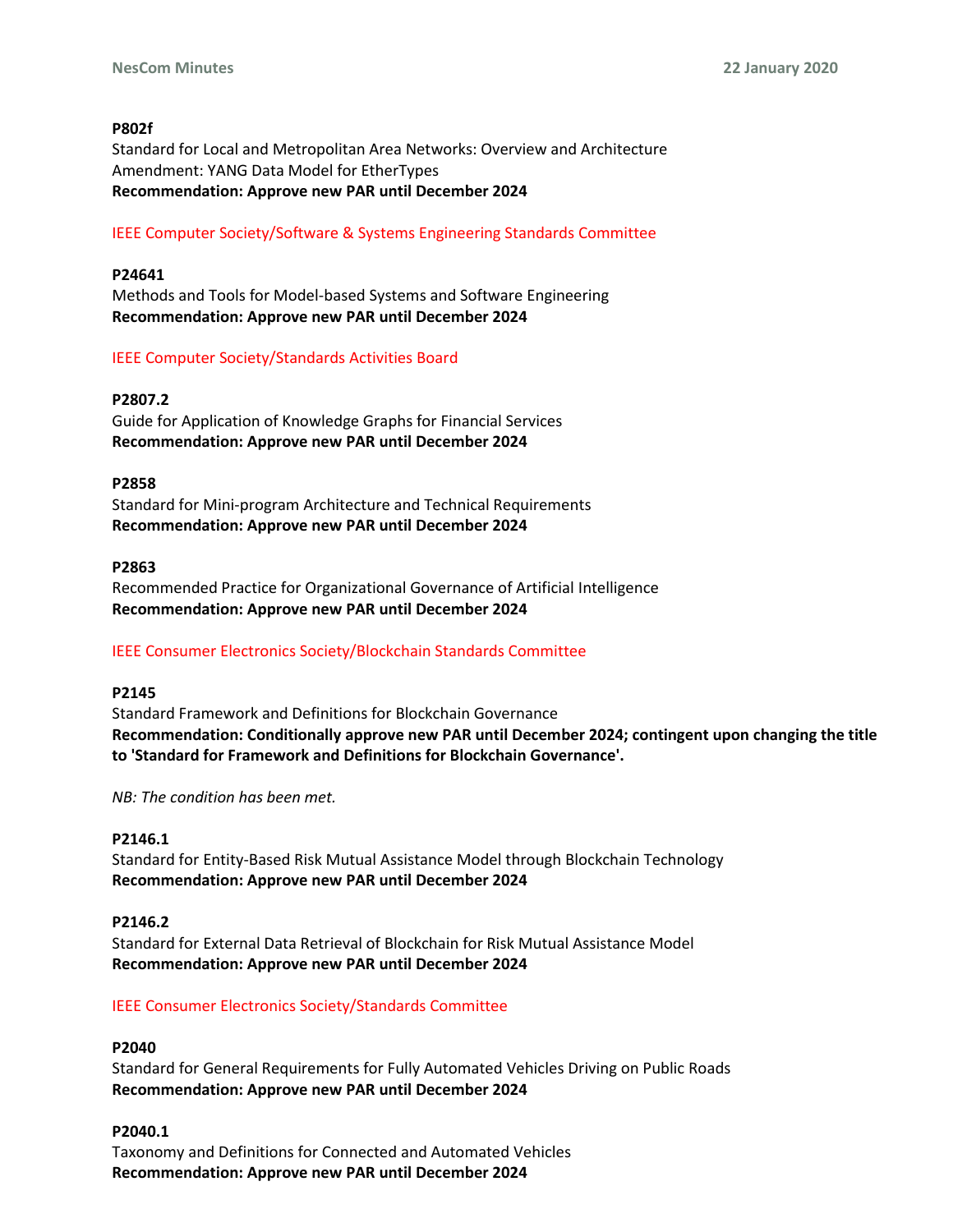**P802f**
Standard for Local and Metropolitan Area Networks: Overview and Architecture
Amendment: YANG Data Model for EtherTypes
**Recommendation: Approve new PAR until December 2024**

IEEE Computer Society/Software & Systems Engineering Standards Committee

**P24641**
Methods and Tools for Model-based Systems and Software Engineering
**Recommendation: Approve new PAR until December 2024**

IEEE Computer Society/Standards Activities Board

**P2807.2**
Guide for Application of Knowledge Graphs for Financial Services
**Recommendation: Approve new PAR until December 2024**

**P2858**
Standard for Mini-program Architecture and Technical Requirements
**Recommendation: Approve new PAR until December 2024**

**P2863**
Recommended Practice for Organizational Governance of Artificial Intelligence
**Recommendation: Approve new PAR until December 2024**

IEEE Consumer Electronics Society/Blockchain Standards Committee

**P2145**
Standard Framework and Definitions for Blockchain Governance
**Recommendation: Conditionally approve new PAR until December 2024; contingent upon changing the title to 'Standard for Framework and Definitions for Blockchain Governance'.**

*NB: The condition has been met.*

**P2146.1**
Standard for Entity-Based Risk Mutual Assistance Model through Blockchain Technology
**Recommendation: Approve new PAR until December 2024**

**P2146.2**
Standard for External Data Retrieval of Blockchain for Risk Mutual Assistance Model
**Recommendation: Approve new PAR until December 2024**

IEEE Consumer Electronics Society/Standards Committee

**P2040**
Standard for General Requirements for Fully Automated Vehicles Driving on Public Roads
**Recommendation: Approve new PAR until December 2024**

**P2040.1**
Taxonomy and Definitions for Connected and Automated Vehicles
**Recommendation: Approve new PAR until December 2024**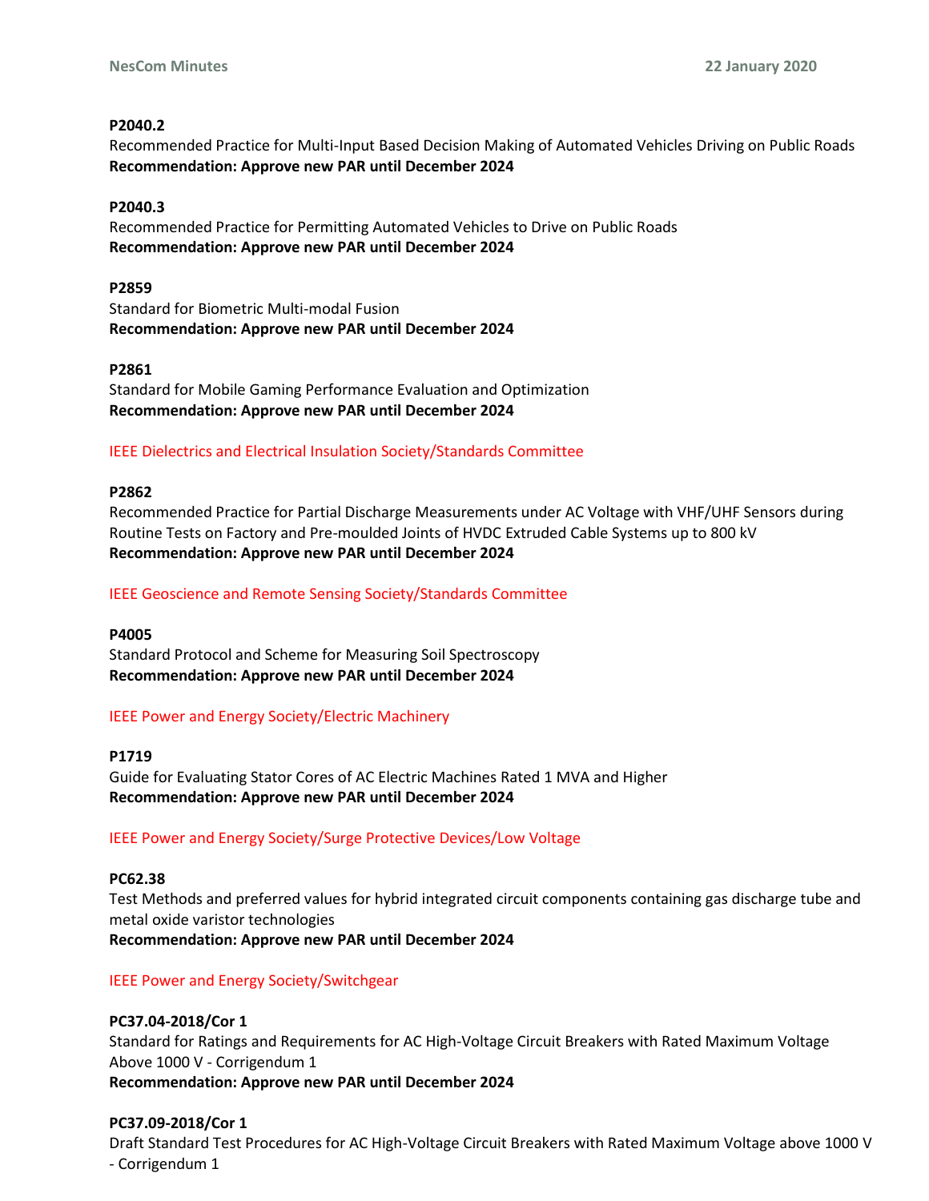**P2040.2**
Recommended Practice for Multi-Input Based Decision Making of Automated Vehicles Driving on Public Roads
**Recommendation: Approve new PAR until December 2024**

**P2040.3**
Recommended Practice for Permitting Automated Vehicles to Drive on Public Roads
**Recommendation: Approve new PAR until December 2024**

**P2859**
Standard for Biometric Multi-modal Fusion
**Recommendation: Approve new PAR until December 2024**

**P2861**
Standard for Mobile Gaming Performance Evaluation and Optimization
**Recommendation: Approve new PAR until December 2024**

IEEE Dielectrics and Electrical Insulation Society/Standards Committee

**P2862**
Recommended Practice for Partial Discharge Measurements under AC Voltage with VHF/UHF Sensors during Routine Tests on Factory and Pre-moulded Joints of HVDC Extruded Cable Systems up to 800 kV
**Recommendation: Approve new PAR until December 2024**

IEEE Geoscience and Remote Sensing Society/Standards Committee

**P4005**
Standard Protocol and Scheme for Measuring Soil Spectroscopy
**Recommendation: Approve new PAR until December 2024**

IEEE Power and Energy Society/Electric Machinery

**P1719**
Guide for Evaluating Stator Cores of AC Electric Machines Rated 1 MVA and Higher
**Recommendation: Approve new PAR until December 2024**

IEEE Power and Energy Society/Surge Protective Devices/Low Voltage

**PC62.38**
Test Methods and preferred values for hybrid integrated circuit components containing gas discharge tube and metal oxide varistor technologies
**Recommendation: Approve new PAR until December 2024**

IEEE Power and Energy Society/Switchgear

**PC37.04-2018/Cor 1**
Standard for Ratings and Requirements for AC High-Voltage Circuit Breakers with Rated Maximum Voltage Above 1000 V - Corrigendum 1
**Recommendation: Approve new PAR until December 2024**

**PC37.09-2018/Cor 1**
Draft Standard Test Procedures for AC High-Voltage Circuit Breakers with Rated Maximum Voltage above 1000 V - Corrigendum 1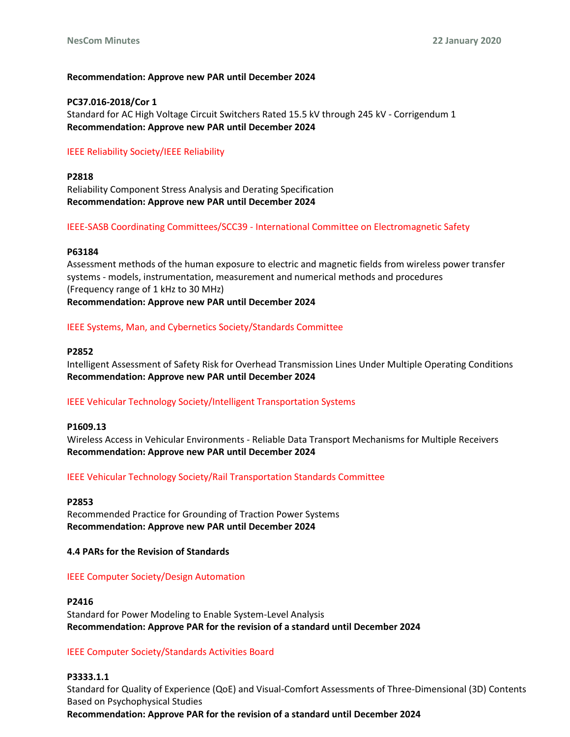**Recommendation: Approve new PAR until December 2024**

**PC37.016-2018/Cor 1**
Standard for AC High Voltage Circuit Switchers Rated 15.5 kV through 245 kV - Corrigendum 1
**Recommendation: Approve new PAR until December 2024**

IEEE Reliability Society/IEEE Reliability

**P2818**
Reliability Component Stress Analysis and Derating Specification
**Recommendation: Approve new PAR until December 2024**

IEEE-SASB Coordinating Committees/SCC39 - International Committee on Electromagnetic Safety

**P63184**
Assessment methods of the human exposure to electric and magnetic fields from wireless power transfer systems - models, instrumentation, measurement and numerical methods and procedures
(Frequency range of 1 kHz to 30 MHz)
**Recommendation: Approve new PAR until December 2024**

IEEE Systems, Man, and Cybernetics Society/Standards Committee

**P2852**
Intelligent Assessment of Safety Risk for Overhead Transmission Lines Under Multiple Operating Conditions
**Recommendation: Approve new PAR until December 2024**

IEEE Vehicular Technology Society/Intelligent Transportation Systems

**P1609.13**
Wireless Access in Vehicular Environments - Reliable Data Transport Mechanisms for Multiple Receivers
**Recommendation: Approve new PAR until December 2024**

IEEE Vehicular Technology Society/Rail Transportation Standards Committee

**P2853**
Recommended Practice for Grounding of Traction Power Systems
**Recommendation: Approve new PAR until December 2024**

**4.4 PARs for the Revision of Standards**

IEEE Computer Society/Design Automation

**P2416**
Standard for Power Modeling to Enable System-Level Analysis
**Recommendation: Approve PAR for the revision of a standard until December 2024**

IEEE Computer Society/Standards Activities Board

**P3333.1.1**
Standard for Quality of Experience (QoE) and Visual-Comfort Assessments of Three-Dimensional (3D) Contents Based on Psychophysical Studies
**Recommendation: Approve PAR for the revision of a standard until December 2024**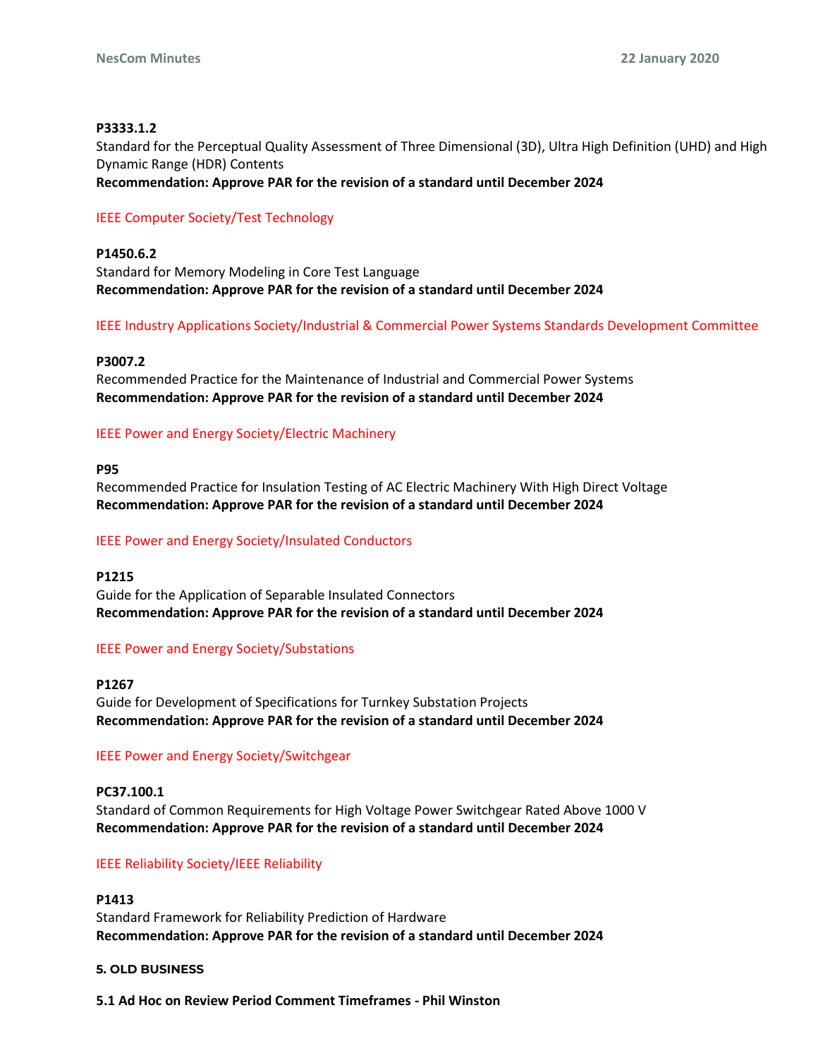**P3333.1.2**
Standard for the Perceptual Quality Assessment of Three Dimensional (3D), Ultra High Definition (UHD) and High Dynamic Range (HDR) Contents
**Recommendation: Approve PAR for the revision of a standard until December 2024**

IEEE Computer Society/Test Technology

**P1450.6.2**
Standard for Memory Modeling in Core Test Language
**Recommendation: Approve PAR for the revision of a standard until December 2024**

IEEE Industry Applications Society/Industrial & Commercial Power Systems Standards Development Committee

**P3007.2**
Recommended Practice for the Maintenance of Industrial and Commercial Power Systems
**Recommendation: Approve PAR for the revision of a standard until December 2024**

IEEE Power and Energy Society/Electric Machinery

**P95**
Recommended Practice for Insulation Testing of AC Electric Machinery With High Direct Voltage
**Recommendation: Approve PAR for the revision of a standard until December 2024**

IEEE Power and Energy Society/Insulated Conductors

**P1215**
Guide for the Application of Separable Insulated Connectors
**Recommendation: Approve PAR for the revision of a standard until December 2024**

IEEE Power and Energy Society/Substations

**P1267**
Guide for Development of Specifications for Turnkey Substation Projects
**Recommendation: Approve PAR for the revision of a standard until December 2024**

IEEE Power and Energy Society/Switchgear

**PC37.100.1**
Standard of Common Requirements for High Voltage Power Switchgear Rated Above 1000 V
**Recommendation: Approve PAR for the revision of a standard until December 2024**

IEEE Reliability Society/IEEE Reliability

**P1413**
Standard Framework for Reliability Prediction of Hardware
**Recommendation: Approve PAR for the revision of a standard until December 2024**

## 5. OLD BUSINESS

### 5.1 Ad Hoc on Review Period Comment Timeframes - Phil Winston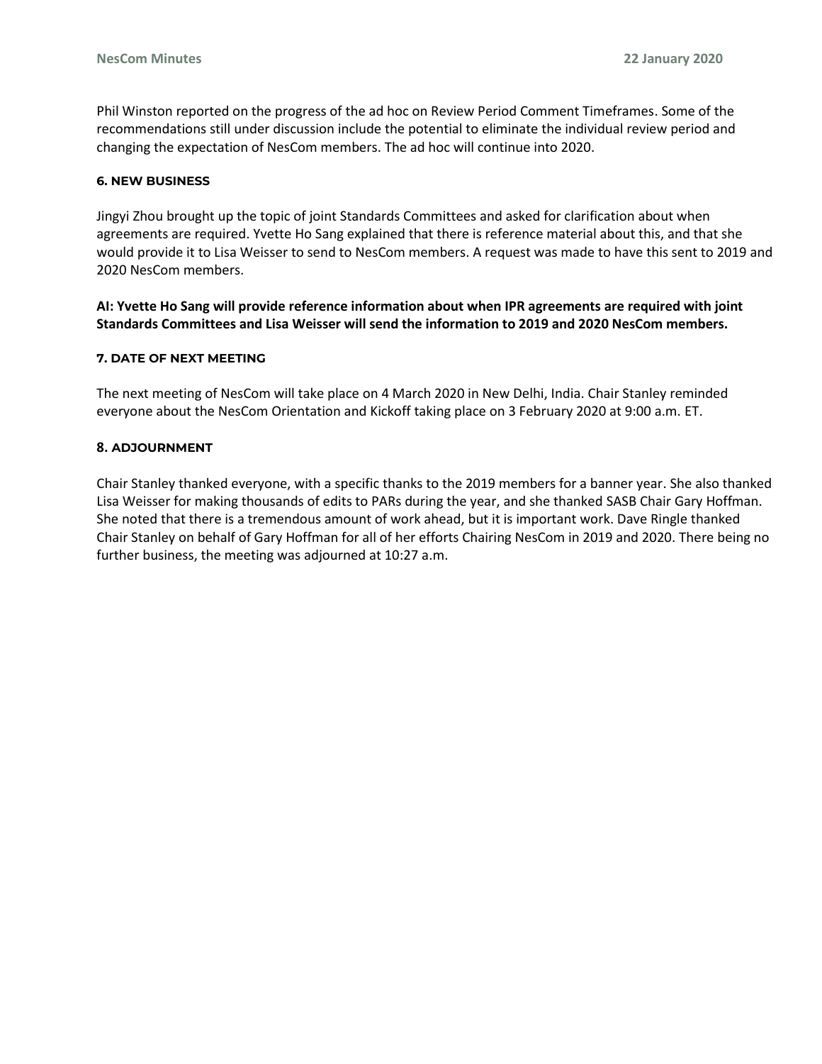Phil Winston reported on the progress of the ad hoc on Review Period Comment Timeframes. Some of the recommendations still under discussion include the potential to eliminate the individual review period and changing the expectation of NesCom members. The ad hoc will continue into 2020.

#### 6. NEW BUSINESS

Jingyi Zhou brought up the topic of joint Standards Committees and asked for clarification about when agreements are required. Yvette Ho Sang explained that there is reference material about this, and that she would provide it to Lisa Weisser to send to NesCom members. A request was made to have this sent to 2019 and 2020 NesCom members.

**AI: Yvette Ho Sang will provide reference information about when IPR agreements are required with joint Standards Committees and Lisa Weisser will send the information to 2019 and 2020 NesCom members.**

#### 7. DATE OF NEXT MEETING

The next meeting of NesCom will take place on 4 March 2020 in New Delhi, India. Chair Stanley reminded everyone about the NesCom Orientation and Kickoff taking place on 3 February 2020 at 9:00 a.m. ET.

#### 8. ADJOURNMENT

Chair Stanley thanked everyone, with a specific thanks to the 2019 members for a banner year. She also thanked Lisa Weisser for making thousands of edits to PARs during the year, and she thanked SASB Chair Gary Hoffman. She noted that there is a tremendous amount of work ahead, but it is important work. Dave Ringle thanked Chair Stanley on behalf of Gary Hoffman for all of her efforts Chairing NesCom in 2019 and 2020. There being no further business, the meeting was adjourned at 10:27 a.m.